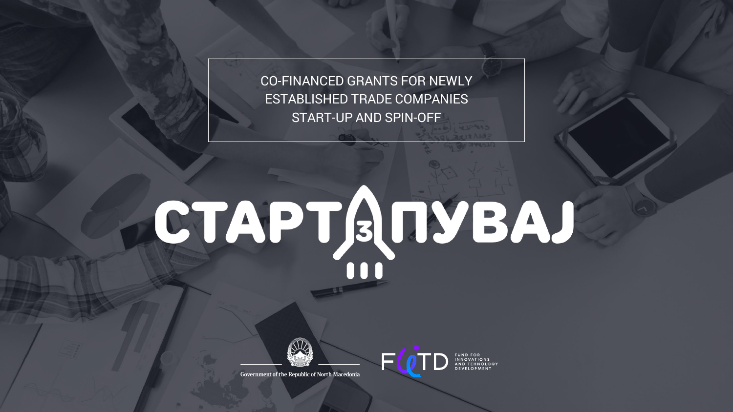CO-FINANCED GRANTS FOR NEWLY ESTABLISHED TRADE COMPANIES START-UP AND SPIN-OFF

# СТАРТАПУВАЈ 3

Government of the Republic of North Macedonia

FITD – FUND FOR INNOVATIONS AND TEHNOLOGY DEVELOPMENT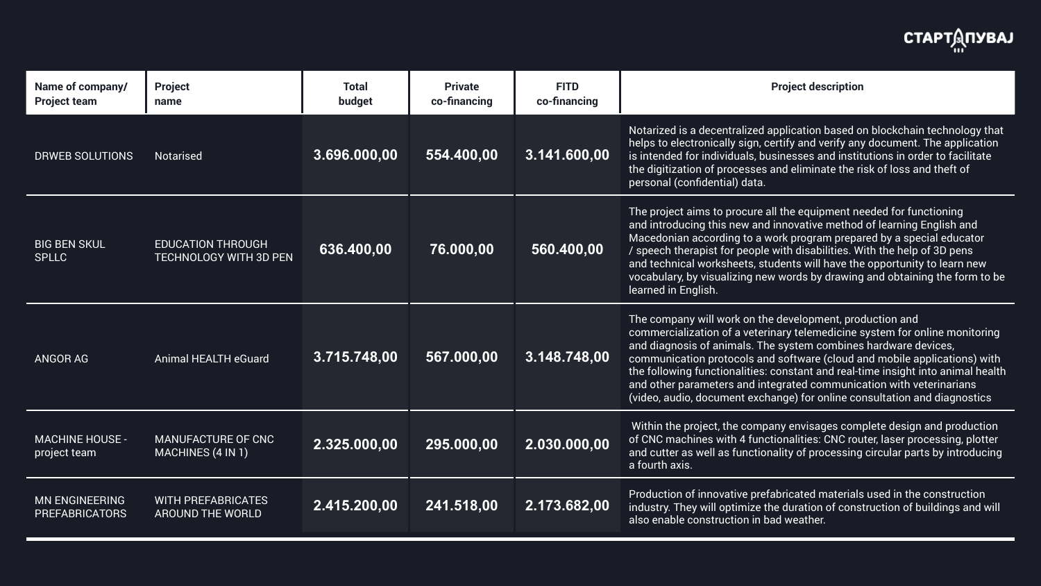| Name of company/ Project team | Project name | Total budget | Private co-financing | FITD co-financing | Project description |
|---|---|---|---|---|---|
| DRWEB SOLUTIONS | Notarised | 3.696.000,00 | 554.400,00 | 3.141.600,00 | Notarized is a decentralized application based on blockchain technology that helps to electronically sign, certify and verify any document. The application is intended for individuals, businesses and institutions in order to facilitate the digitization of processes and eliminate the risk of loss and theft of personal (confidential) data. |
| BIG BEN SKUL SPLLC | EDUCATION THROUGH TECHNOLOGY WITH 3D PEN | 636.400,00 | 76.000,00 | 560.400,00 | The project aims to procure all the equipment needed for functioning and introducing this new and innovative method of learning English and Macedonian according to a work program prepared by a special educator / speech therapist for people with disabilities. With the help of 3D pens and technical worksheets, students will have the opportunity to learn new vocabulary, by visualizing new words by drawing and obtaining the form to be learned in English. |
| ANGOR AG | Animal HEALTH eGuard | 3.715.748,00 | 567.000,00 | 3.148.748,00 | The company will work on the development, production and commercialization of a veterinary telemedicine system for online monitoring and diagnosis of animals. The system combines hardware devices, communication protocols and software (cloud and mobile applications) with the following functionalities: constant and real-time insight into animal health and other parameters and integrated communication with veterinarians (video, audio, document exchange) for online consultation and diagnostics |
| MACHINE HOUSE - project team | MANUFACTURE OF CNC MACHINES (4 IN 1) | 2.325.000,00 | 295.000,00 | 2.030.000,00 | Within the project, the company envisages complete design and production of CNC machines with 4 functionalities: CNC router, laser processing, plotter and cutter as well as functionality of processing circular parts by introducing a fourth axis. |
| MN ENGINEERING PREFABRICATORS | WITH PREFABRICATES AROUND THE WORLD | 2.415.200,00 | 241.518,00 | 2.173.682,00 | Production of innovative prefabricated materials used in the construction industry. They will optimize the duration of construction of buildings and will also enable construction in bad weather. |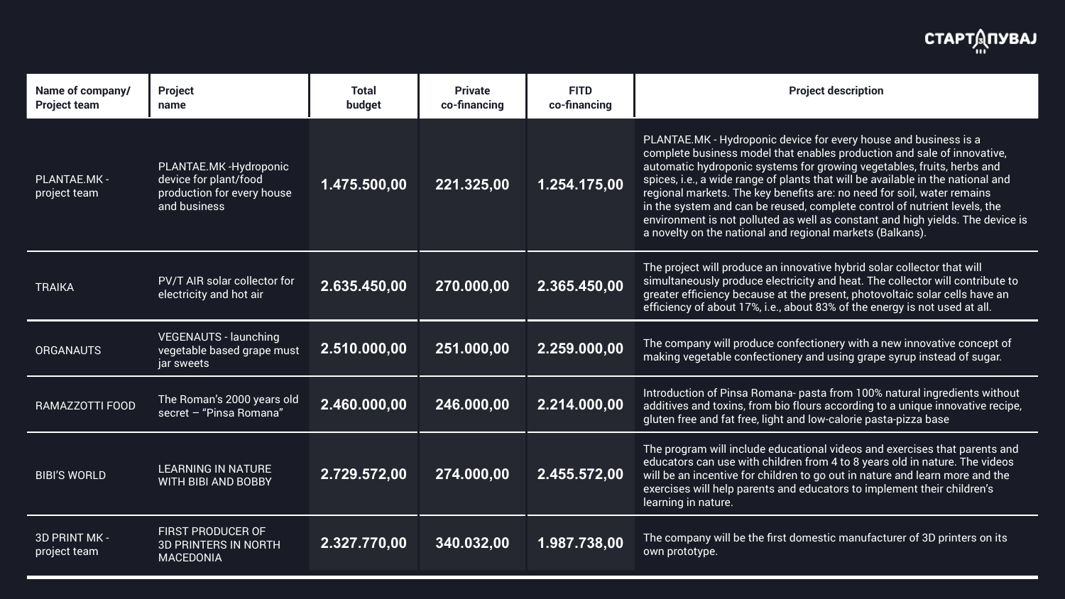| Name of company/ Project team | Project name | Total budget | Private co-financing | FITD co-financing | Project description |
|---|---|---|---|---|---|
| PLANTAE.MK - project team | PLANTAE.MK -Hydroponic device for plant/food production for every house and business | **1.475.500,00** | **221.325,00** | **1.254.175,00** | PLANTAE.MK - Hydroponic device for every house and business is a complete business model that enables production and sale of innovative, automatic hydroponic systems for growing vegetables, fruits, herbs and spices, i.e., a wide range of plants that will be available in the national and regional markets. The key benefits are: no need for soil, water remains in the system and can be reused, complete control of nutrient levels, the environment is not polluted as well as constant and high yields. The device is a novelty on the national and regional markets (Balkans). |
| TRAIKA | PV/T AIR solar collector for electricity and hot air | **2.635.450,00** | **270.000,00** | **2.365.450,00** | The project will produce an innovative hybrid solar collector that will simultaneously produce electricity and heat. The collector will contribute to greater efficiency because at the present, photovoltaic solar cells have an efficiency of about 17%, i.e., about 83% of the energy is not used at all. |
| ORGANAUTS | VEGENAUTS - launching vegetable based grape must jar sweets | **2.510.000,00** | **251.000,00** | **2.259.000,00** | The company will produce confectionery with a new innovative concept of making vegetable confectionery and using grape syrup instead of sugar. |
| RAMAZZOTTI FOOD | The Roman's 2000 years old secret – "Pinsa Romana" | **2.460.000,00** | **246.000,00** | **2.214.000,00** | Introduction of Pinsa Romana- pasta from 100% natural ingredients without additives and toxins, from bio flours according to a unique innovative recipe, gluten free and fat free, light and low-calorie pasta-pizza base |
| BIBI'S WORLD | LEARNING IN NATURE WITH BIBI AND BOBBY | **2.729.572,00** | **274.000,00** | **2.455.572,00** | The program will include educational videos and exercises that parents and educators can use with children from 4 to 8 years old in nature. The videos will be an incentive for children to go out in nature and learn more and the exercises will help parents and educators to implement their children's learning in nature. |
| 3D PRINT MK - project team | FIRST PRODUCER OF 3D PRINTERS IN NORTH MACEDONIA | **2.327.770,00** | **340.032,00** | **1.987.738,00** | The company will be the first domestic manufacturer of 3D printers on its own prototype. |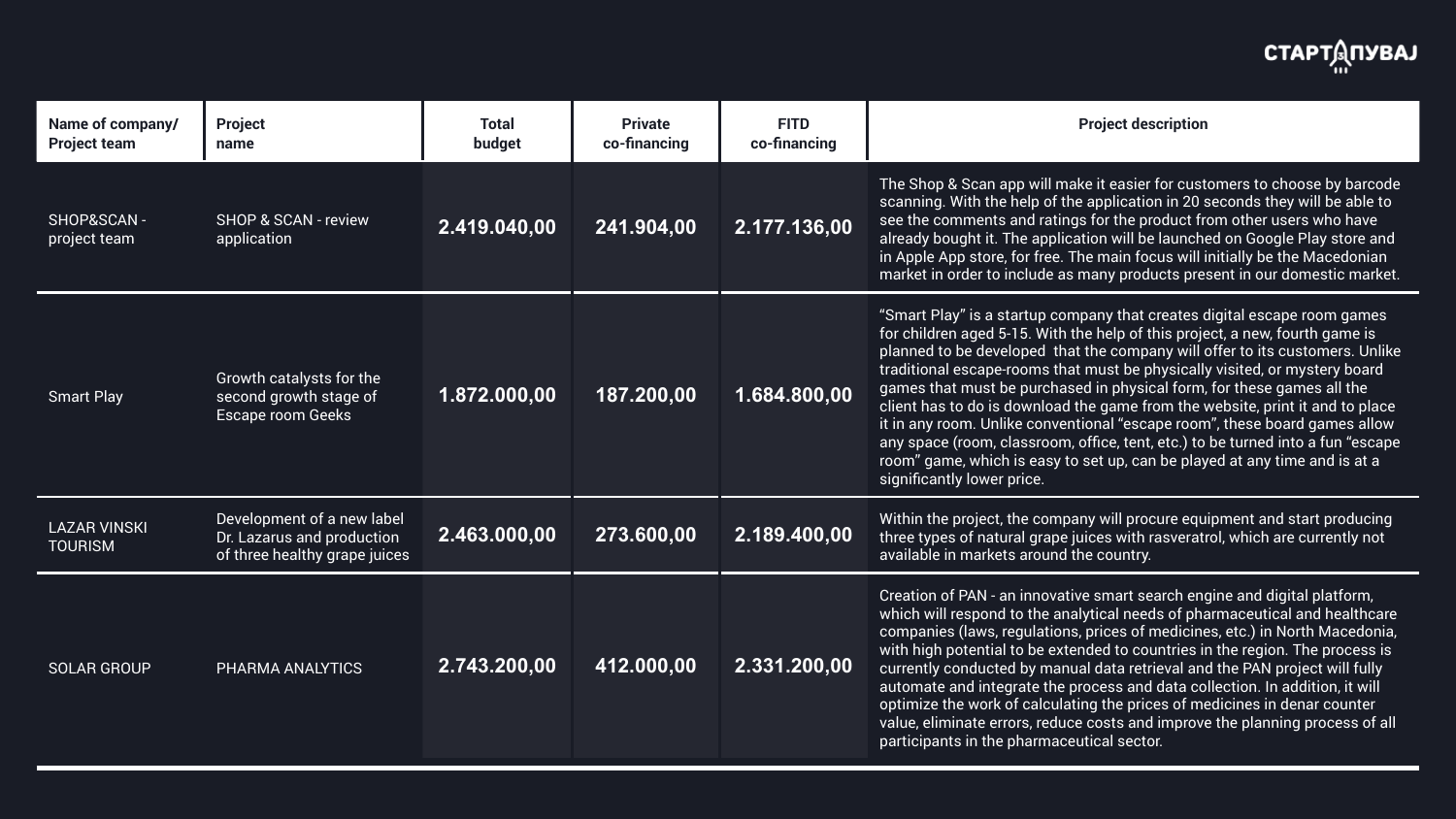| Name of company/ Project team | Project name | Total budget | Private co-financing | FITD co-financing | Project description |
|---|---|---|---|---|---|
| SHOP&SCAN - project team | SHOP & SCAN - review application | 2.419.040,00 | 241.904,00 | 2.177.136,00 | The Shop & Scan app will make it easier for customers to choose by barcode scanning. With the help of the application in 20 seconds they will be able to see the comments and ratings for the product from other users who have already bought it. The application will be launched on Google Play store and in Apple App store, for free. The main focus will initially be the Macedonian market in order to include as many products present in our domestic market. |
| Smart Play | Growth catalysts for the second growth stage of Escape room Geeks | 1.872.000,00 | 187.200,00 | 1.684.800,00 | "Smart Play" is a startup company that creates digital escape room games for children aged 5-15. With the help of this project, a new, fourth game is planned to be developed that the company will offer to its customers. Unlike traditional escape-rooms that must be physically visited, or mystery board games that must be purchased in physical form, for these games all the client has to do is download the game from the website, print it and to place it in any room. Unlike conventional "escape room", these board games allow any space (room, classroom, office, tent, etc.) to be turned into a fun "escape room" game, which is easy to set up, can be played at any time and is at a significantly lower price. |
| LAZAR VINSKI TOURISM | Development of a new label Dr. Lazarus and production of three healthy grape juices | 2.463.000,00 | 273.600,00 | 2.189.400,00 | Within the project, the company will procure equipment and start producing three types of natural grape juices with rasveratrol, which are currently not available in markets around the country. |
| SOLAR GROUP | PHARMA ANALYTICS | 2.743.200,00 | 412.000,00 | 2.331.200,00 | Creation of PAN - an innovative smart search engine and digital platform, which will respond to the analytical needs of pharmaceutical and healthcare companies (laws, regulations, prices of medicines, etc.) in North Macedonia, with high potential to be extended to countries in the region. The process is currently conducted by manual data retrieval and the PAN project will fully automate and integrate the process and data collection. In addition, it will optimize the work of calculating the prices of medicines in denar counter value, eliminate errors, reduce costs and improve the planning process of all participants in the pharmaceutical sector. |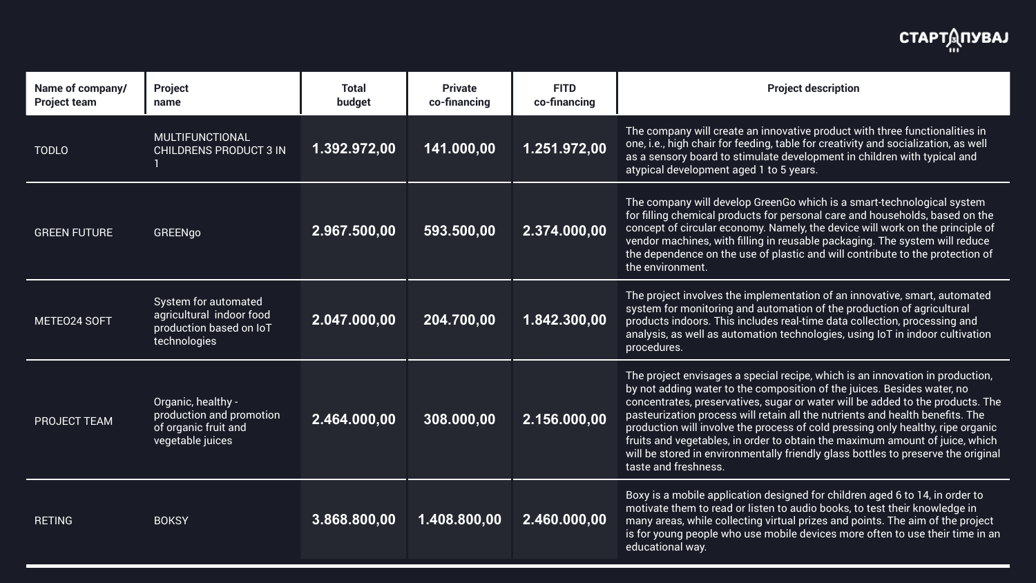| Name of company/ Project team | Project name | Total budget | Private co-financing | FITD co-financing | Project description |
|---|---|---|---|---|---|
| TODLO | MULTIFUNCTIONAL CHILDRENS PRODUCT 3 IN 1 | 1.392.972,00 | 141.000,00 | 1.251.972,00 | The company will create an innovative product with three functionalities in one, i.e., high chair for feeding, table for creativity and socialization, as well as a sensory board to stimulate development in children with typical and atypical development aged 1 to 5 years. |
| GREEN FUTURE | GREENgo | 2.967.500,00 | 593.500,00 | 2.374.000,00 | The company will develop GreenGo which is a smart-technological system for filling chemical products for personal care and households, based on the concept of circular economy. Namely, the device will work on the principle of vendor machines, with filling in reusable packaging. The system will reduce the dependence on the use of plastic and will contribute to the protection of the environment. |
| METEO24 SOFT | System for automated agricultural indoor food production based on IoT technologies | 2.047.000,00 | 204.700,00 | 1.842.300,00 | The project involves the implementation of an innovative, smart, automated system for monitoring and automation of the production of agricultural products indoors. This includes real-time data collection, processing and analysis, as well as automation technologies, using IoT in indoor cultivation procedures. |
| PROJECT TEAM | Organic, healthy - production and promotion of organic fruit and vegetable juices | 2.464.000,00 | 308.000,00 | 2.156.000,00 | The project envisages a special recipe, which is an innovation in production, by not adding water to the composition of the juices. Besides water, no concentrates, preservatives, sugar or water will be added to the products. The pasteurization process will retain all the nutrients and health benefits. The production will involve the process of cold pressing only healthy, ripe organic fruits and vegetables, in order to obtain the maximum amount of juice, which will be stored in environmentally friendly glass bottles to preserve the original taste and freshness. |
| RETING | BOKSY | 3.868.800,00 | 1.408.800,00 | 2.460.000,00 | Boxy is a mobile application designed for children aged 6 to 14, in order to motivate them to read or listen to audio books, to test their knowledge in many areas, while collecting virtual prizes and points. The aim of the project is for young people who use mobile devices more often to use their time in an educational way. |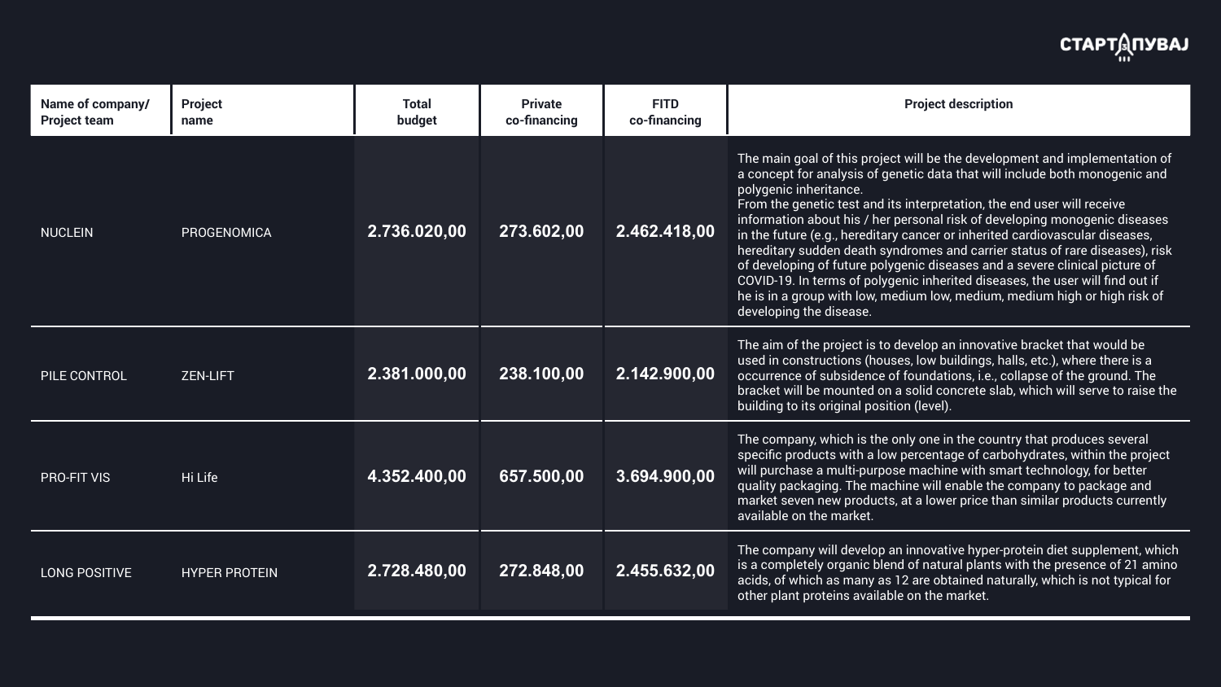| Name of company/ Project team | Project name | Total budget | Private co-financing | FITD co-financing | Project description |
|---|---|---|---|---|---|
| NUCLEIN | PROGENOMICA | 2.736.020,00 | 273.602,00 | 2.462.418,00 | The main goal of this project will be the development and implementation of a concept for analysis of genetic data that will include both monogenic and polygenic inheritance. From the genetic test and its interpretation, the end user will receive information about his / her personal risk of developing monogenic diseases in the future (e.g., hereditary cancer or inherited cardiovascular diseases, hereditary sudden death syndromes and carrier status of rare diseases), risk of developing of future polygenic diseases and a severe clinical picture of COVID-19. In terms of polygenic inherited diseases, the user will find out if he is in a group with low, medium low, medium, medium high or high risk of developing the disease. |
| PILE CONTROL | ZEN-LIFT | 2.381.000,00 | 238.100,00 | 2.142.900,00 | The aim of the project is to develop an innovative bracket that would be used in constructions (houses, low buildings, halls, etc.), where there is a occurrence of subsidence of foundations, i.e., collapse of the ground. The bracket will be mounted on a solid concrete slab, which will serve to raise the building to its original position (level). |
| PRO-FIT VIS | Hi Life | 4.352.400,00 | 657.500,00 | 3.694.900,00 | The company, which is the only one in the country that produces several specific products with a low percentage of carbohydrates, within the project will purchase a multi-purpose machine with smart technology, for better quality packaging. The machine will enable the company to package and market seven new products, at a lower price than similar products currently available on the market. |
| LONG POSITIVE | HYPER PROTEIN | 2.728.480,00 | 272.848,00 | 2.455.632,00 | The company will develop an innovative hyper-protein diet supplement, which is a completely organic blend of natural plants with the presence of 21 amino acids, of which as many as 12 are obtained naturally, which is not typical for other plant proteins available on the market. |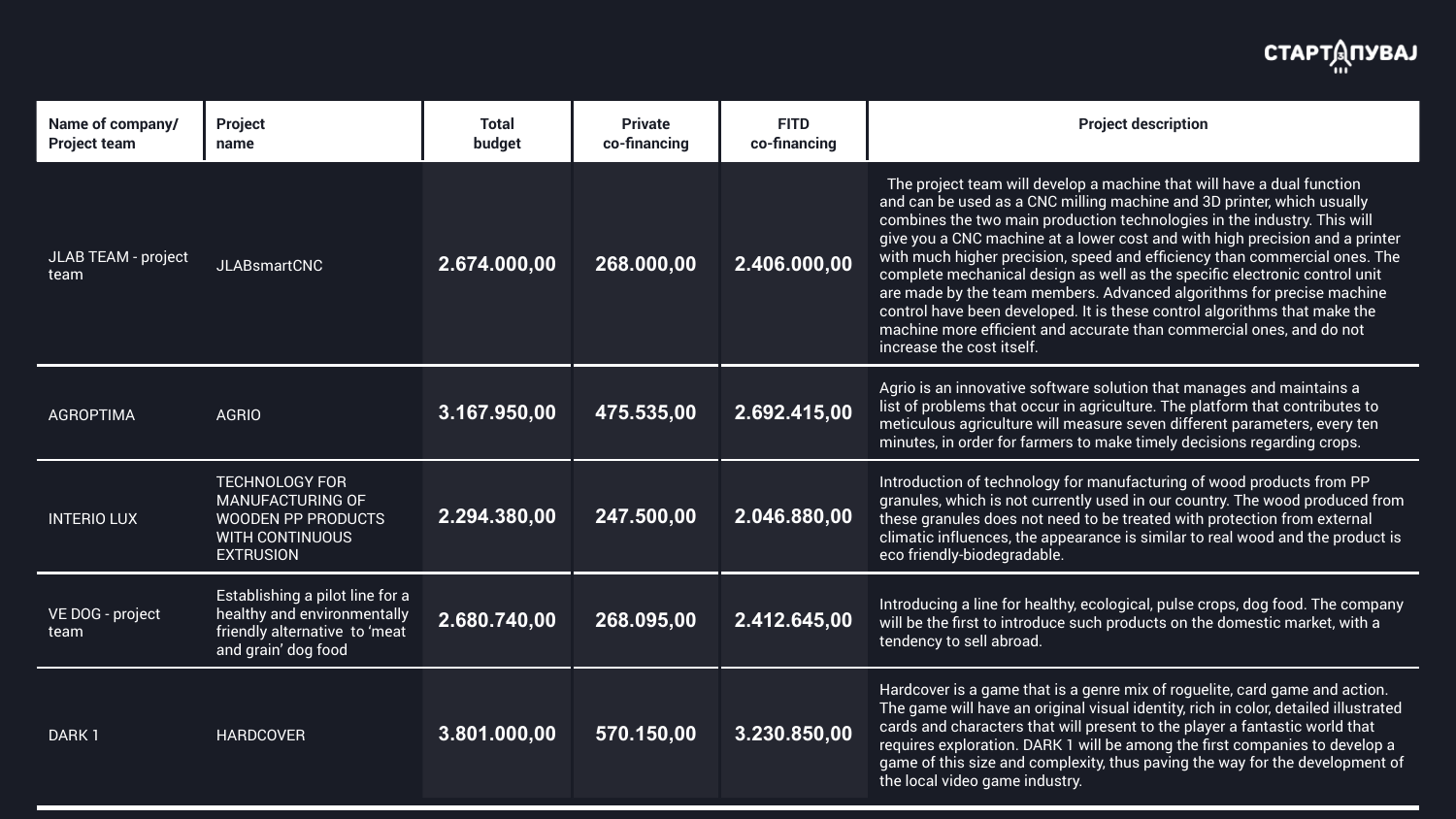| Name of company/ Project team | Project name | Total budget | Private co-financing | FITD co-financing | Project description |
|---|---|---|---|---|---|
| JLAB TEAM - project team | JLABsmartCNC | 2.674.000,00 | 268.000,00 | 2.406.000,00 | The project team will develop a machine that will have a dual function and can be used as a CNC milling machine and 3D printer, which usually combines the two main production technologies in the industry. This will give you a CNC machine at a lower cost and with high precision and a printer with much higher precision, speed and efficiency than commercial ones. The complete mechanical design as well as the specific electronic control unit are made by the team members. Advanced algorithms for precise machine control have been developed. It is these control algorithms that make the machine more efficient and accurate than commercial ones, and do not increase the cost itself. |
| AGROPTIMA | AGRIO | 3.167.950,00 | 475.535,00 | 2.692.415,00 | Agrio is an innovative software solution that manages and maintains a list of problems that occur in agriculture. The platform that contributes to meticulous agriculture will measure seven different parameters, every ten minutes, in order for farmers to make timely decisions regarding crops. |
| INTERIO LUX | TECHNOLOGY FOR MANUFACTURING OF WOODEN PP PRODUCTS WITH CONTINUOUS EXTRUSION | 2.294.380,00 | 247.500,00 | 2.046.880,00 | Introduction of technology for manufacturing of wood products from PP granules, which is not currently used in our country. The wood produced from these granules does not need to be treated with protection from external climatic influences, the appearance is similar to real wood and the product is eco friendly-biodegradable. |
| VE DOG - project team | Establishing a pilot line for a healthy and environmentally friendly alternative to 'meat and grain' dog food | 2.680.740,00 | 268.095,00 | 2.412.645,00 | Introducing a line for healthy, ecological, pulse crops, dog food. The company will be the first to introduce such products on the domestic market, with a tendency to sell abroad. |
| DARK 1 | HARDCOVER | 3.801.000,00 | 570.150,00 | 3.230.850,00 | Hardcover is a game that is a genre mix of roguelite, card game and action. The game will have an original visual identity, rich in color, detailed illustrated cards and characters that will present to the player a fantastic world that requires exploration. DARK 1 will be among the first companies to develop a game of this size and complexity, thus paving the way for the development of the local video game industry. |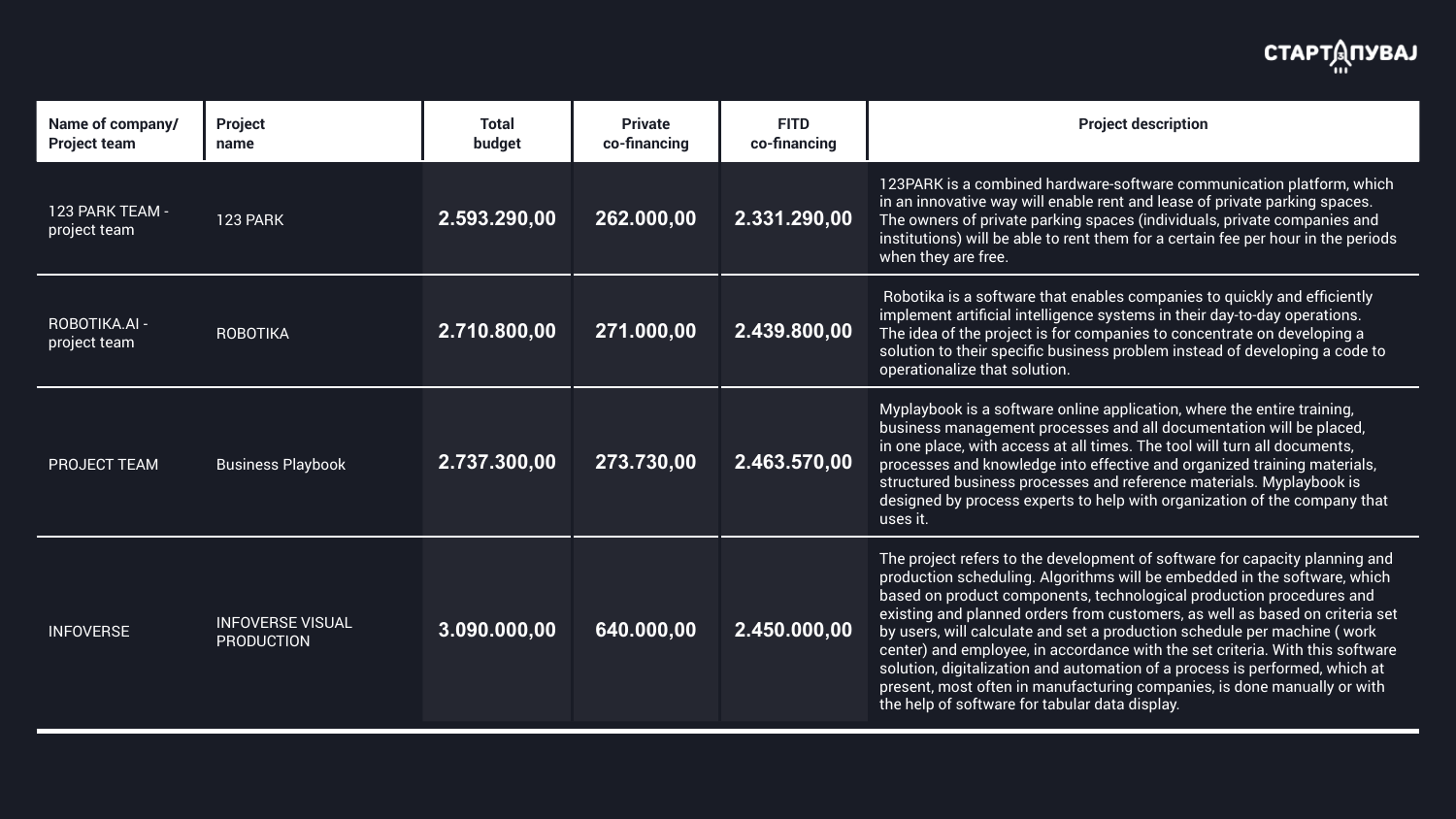| Name of company/ Project team | Project name | Total budget | Private co-financing | FITD co-financing | Project description |
|---|---|---|---|---|---|
| 123 PARK TEAM - project team | 123 PARK | **2.593.290,00** | **262.000,00** | **2.331.290,00** | 123PARK is a combined hardware-software communication platform, which in an innovative way will enable rent and lease of private parking spaces. The owners of private parking spaces (individuals, private companies and institutions) will be able to rent them for a certain fee per hour in the periods when they are free. |
| ROBOTIKA.AI - project team | ROBOTIKA | **2.710.800,00** | **271.000,00** | **2.439.800,00** | Robotika is a software that enables companies to quickly and efficiently implement artificial intelligence systems in their day-to-day operations. The idea of the project is for companies to concentrate on developing a solution to their specific business problem instead of developing a code to operationalize that solution. |
| PROJECT TEAM | Business Playbook | **2.737.300,00** | **273.730,00** | **2.463.570,00** | Myplaybook is a software online application, where the entire training, business management processes and all documentation will be placed, in one place, with access at all times. The tool will turn all documents, processes and knowledge into effective and organized training materials, structured business processes and reference materials. Myplaybook is designed by process experts to help with organization of the company that uses it. |
| INFOVERSE | INFOVERSE VISUAL PRODUCTION | **3.090.000,00** | **640.000,00** | **2.450.000,00** | The project refers to the development of software for capacity planning and production scheduling. Algorithms will be embedded in the software, which based on product components, technological production procedures and existing and planned orders from customers, as well as based on criteria set by users, will calculate and set a production schedule per machine ( work center) and employee, in accordance with the set criteria. With this software solution, digitalization and automation of a process is performed, which at present, most often in manufacturing companies, is done manually or with the help of software for tabular data display. |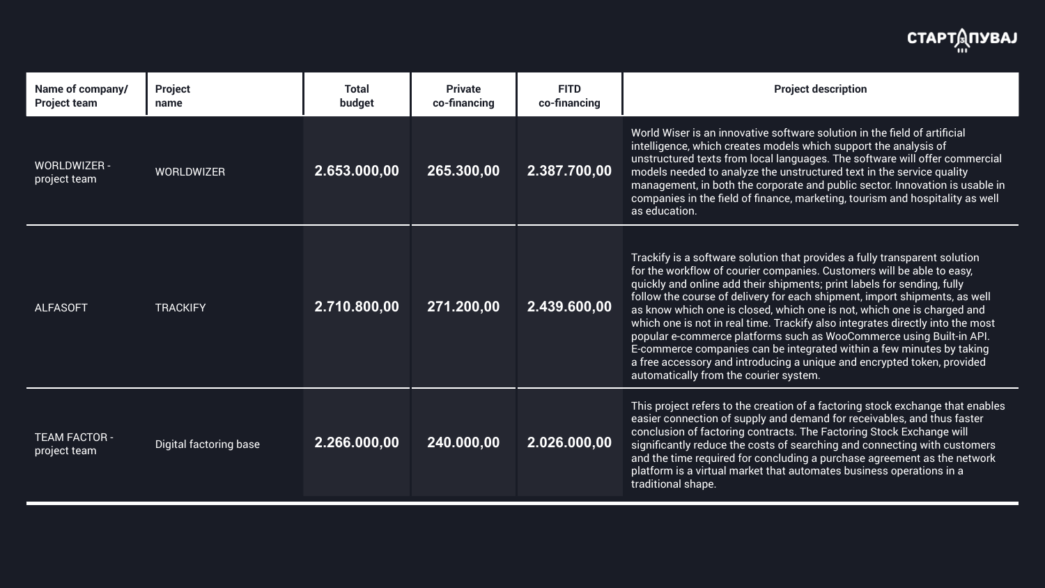| Name of company/ Project team | Project name | Total budget | Private co-financing | FITD co-financing | Project description |
|---|---|---|---|---|---|
| WORLDWIZER - project team | WORLDWIZER | **2.653.000,00** | **265.300,00** | **2.387.700,00** | World Wiser is an innovative software solution in the field of artificial intelligence, which creates models which support the analysis of unstructured texts from local languages. The software will offer commercial models needed to analyze the unstructured text in the service quality management, in both the corporate and public sector. Innovation is usable in companies in the field of finance, marketing, tourism and hospitality as well as education. |
| ALFASOFT | TRACKIFY | **2.710.800,00** | **271.200,00** | **2.439.600,00** | Trackify is a software solution that provides a fully transparent solution for the workflow of courier companies. Customers will be able to easy, quickly and online add their shipments; print labels for sending, fully follow the course of delivery for each shipment, import shipments, as well as know which one is closed, which one is not, which one is charged and which one is not in real time. Trackify also integrates directly into the most popular e-commerce platforms such as WooCommerce using Built-in API. E-commerce companies can be integrated within a few minutes by taking a free accessory and introducing a unique and encrypted token, provided automatically from the courier system. |
| TEAM FACTOR - project team | Digital factoring base | **2.266.000,00** | **240.000,00** | **2.026.000,00** | This project refers to the creation of a factoring stock exchange that enables easier connection of supply and demand for receivables, and thus faster conclusion of factoring contracts. The Factoring Stock Exchange will significantly reduce the costs of searching and connecting with customers and the time required for concluding a purchase agreement as the network platform is a virtual market that automates business operations in a traditional shape. |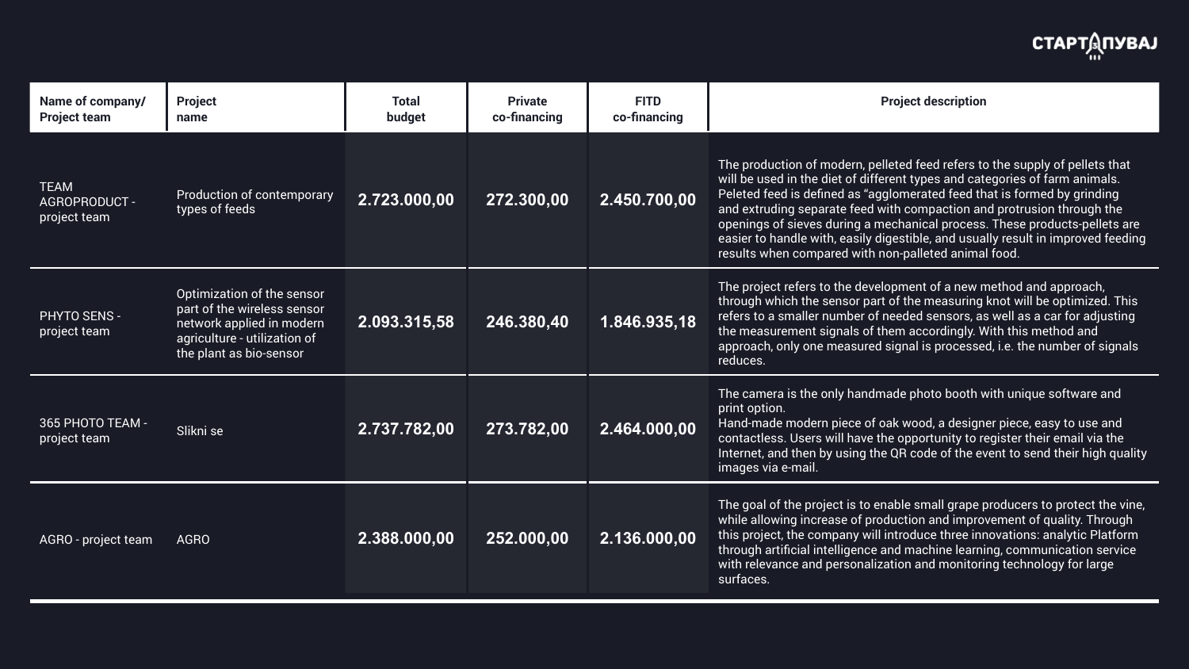| Name of company/ Project team | Project name | Total budget | Private co-financing | FITD co-financing | Project description |
|---|---|---|---|---|---|
| TEAM AGROPRODUCT - project team | Production of contemporary types of feeds | **2.723.000,00** | **272.300,00** | **2.450.700,00** | The production of modern, pelleted feed refers to the supply of pellets that will be used in the diet of different types and categories of farm animals. Peleted feed is defined as "agglomerated feed that is formed by grinding and extruding separate feed with compaction and protrusion through the openings of sieves during a mechanical process. These products-pellets are easier to handle with, easily digestible, and usually result in improved feeding results when compared with non-palleted animal food. |
| PHYTO SENS - project team | Optimization of the sensor part of the wireless sensor network applied in modern agriculture - utilization of the plant as bio-sensor | **2.093.315,58** | **246.380,40** | **1.846.935,18** | The project refers to the development of a new method and approach, through which the sensor part of the measuring knot will be optimized. This refers to a smaller number of needed sensors, as well as a car for adjusting the measurement signals of them accordingly. With this method and approach, only one measured signal is processed, i.e. the number of signals reduces. |
| 365 PHOTO TEAM - project team | Slikni se | **2.737.782,00** | **273.782,00** | **2.464.000,00** | The camera is the only handmade photo booth with unique software and print option.<br>Hand-made modern piece of oak wood, a designer piece, easy to use and contactless. Users will have the opportunity to register their email via the Internet, and then by using the QR code of the event to send their high quality images via e-mail. |
| AGRO - project team | AGRO | **2.388.000,00** | **252.000,00** | **2.136.000,00** | The goal of the project is to enable small grape producers to protect the vine, while allowing increase of production and improvement of quality. Through this project, the company will introduce three innovations: analytic Platform through artificial intelligence and machine learning, communication service with relevance and personalization and monitoring technology for large surfaces. |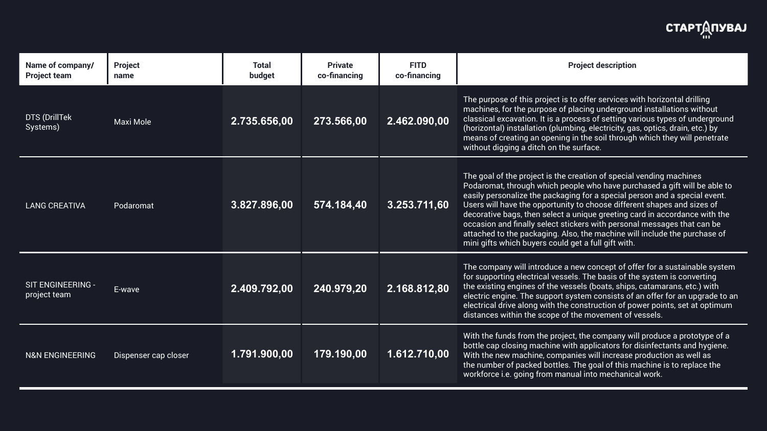| Name of company/ Project team | Project name | Total budget | Private co-financing | FITD co-financing | Project description |
|---|---|---|---|---|---|
| DTS (DrillTek Systems) | Maxi Mole | 2.735.656,00 | 273.566,00 | 2.462.090,00 | The purpose of this project is to offer services with horizontal drilling machines, for the purpose of placing underground installations without classical excavation. It is a process of setting various types of underground (horizontal) installation (plumbing, electricity, gas, optics, drain, etc.) by means of creating an opening in the soil through which they will penetrate without digging a ditch on the surface. |
| LANG CREATIVA | Podaromat | 3.827.896,00 | 574.184,40 | 3.253.711,60 | The goal of the project is the creation of special vending machines Podaromat, through which people who have purchased a gift will be able to easily personalize the packaging for a special person and a special event. Users will have the opportunity to choose different shapes and sizes of decorative bags, then select a unique greeting card in accordance with the occasion and finally select stickers with personal messages that can be attached to the packaging. Also, the machine will include the purchase of mini gifts which buyers could get a full gift with. |
| SIT ENGINEERING - project team | E-wave | 2.409.792,00 | 240.979,20 | 2.168.812,80 | The company will introduce a new concept of offer for a sustainable system for supporting electrical vessels. The basis of the system is converting the existing engines of the vessels (boats, ships, catamarans, etc.) with electric engine. The support system consists of an offer for an upgrade to an electrical drive along with the construction of power points, set at optimum distances within the scope of the movement of vessels. |
| N&N ENGINEERING | Dispenser cap closer | 1.791.900,00 | 179.190,00 | 1.612.710,00 | With the funds from the project, the company will produce a prototype of a bottle cap closing machine with applicators for disinfectants and hygiene. With the new machine, companies will increase production as well as the number of packed bottles. The goal of this machine is to replace the workforce i.e. going from manual into mechanical work. |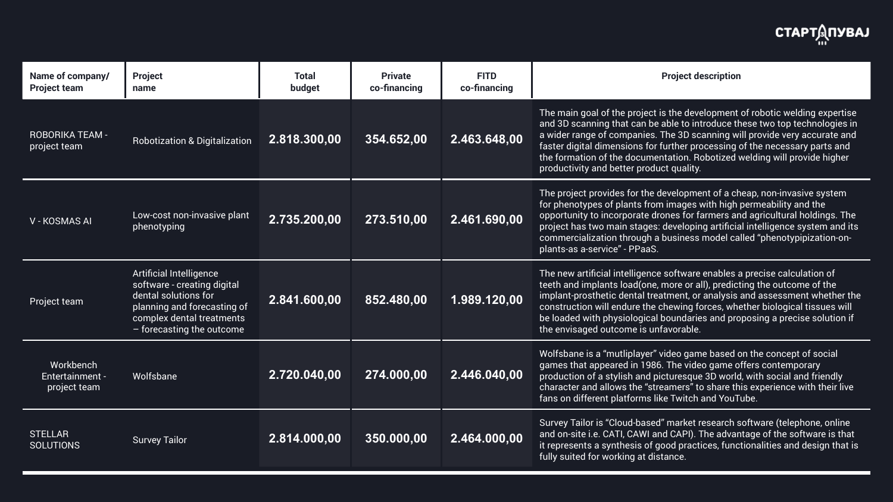| Name of company/ Project team | Project name | Total budget | Private co-financing | FITD co-financing | Project description |
|---|---|---|---|---|---|
| ROBORIKA TEAM - project team | Robotization & Digitalization | 2.818.300,00 | 354.652,00 | 2.463.648,00 | The main goal of the project is the development of robotic welding expertise and 3D scanning that can be able to introduce these two top technologies in a wider range of companies. The 3D scanning will provide very accurate and faster digital dimensions for further processing of the necessary parts and the formation of the documentation. Robotized welding will provide higher productivity and better product quality. |
| V - KOSMAS AI | Low-cost non-invasive plant phenotyping | 2.735.200,00 | 273.510,00 | 2.461.690,00 | The project provides for the development of a cheap, non-invasive system for phenotypes of plants from images with high permeability and the opportunity to incorporate drones for farmers and agricultural holdings. The project has two main stages: developing artificial intelligence system and its commercialization through a business model called “phenotypipization-on-plants-as a-service” - PPaaS. |
| Project team | Artificial Intelligence software - creating digital dental solutions for planning and forecasting of complex dental treatments – forecasting the outcome | 2.841.600,00 | 852.480,00 | 1.989.120,00 | The new artificial intelligence software enables a precise calculation of teeth and implants load(one, more or all), predicting the outcome of the implant-prosthetic dental treatment, or analysis and assessment whether the construction will endure the chewing forces, whether biological tissues will be loaded with physiological boundaries and proposing a precise solution if the envisaged outcome is unfavorable. |
| Workbench Entertainment - project team | Wolfsbane | 2.720.040,00 | 274.000,00 | 2.446.040,00 | Wolfsbane is a “mutliplayer” video game based on the concept of social games that appeared in 1986. The video game offers contemporary production of a stylish and picturesque 3D world, with social and friendly character and allows the “streamers” to share this experience with their live fans on different platforms like Twitch and YouTube. |
| STELLAR SOLUTIONS | Survey Tailor | 2.814.000,00 | 350.000,00 | 2.464.000,00 | Survey Tailor is “Cloud-based” market research software (telephone, online and on-site i.e. CATI, CAWI and CAPI). The advantage of the software is that it represents a synthesis of good practices, functionalities and design that is fully suited for working at distance. |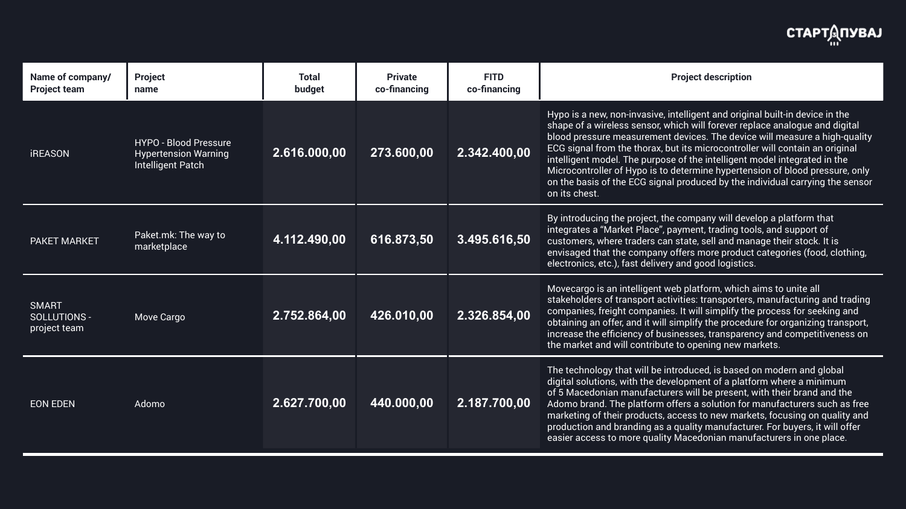| Name of company/ Project team | Project name | Total budget | Private co-financing | FITD co-financing | Project description |
|---|---|---|---|---|---|
| iREASON | HYPO - Blood Pressure Hypertension Warning Intelligent Patch | 2.616.000,00 | 273.600,00 | 2.342.400,00 | Hypo is a new, non-invasive, intelligent and original built-in device in the shape of a wireless sensor, which will forever replace analogue and digital blood pressure measurement devices. The device will measure a high-quality ECG signal from the thorax, but its microcontroller will contain an original intelligent model. The purpose of the intelligent model integrated in the Microcontroller of Hypo is to determine hypertension of blood pressure, only on the basis of the ECG signal produced by the individual carrying the sensor on its chest. |
| PAKET MARKET | Paket.mk: The way to marketplace | 4.112.490,00 | 616.873,50 | 3.495.616,50 | By introducing the project, the company will develop a platform that integrates a "Market Place", payment, trading tools, and support of customers, where traders can state, sell and manage their stock. It is envisaged that the company offers more product categories (food, clothing, electronics, etc.), fast delivery and good logistics. |
| SMART SOLLUTIONS - project team | Move Cargo | 2.752.864,00 | 426.010,00 | 2.326.854,00 | Movecargo is an intelligent web platform, which aims to unite all stakeholders of transport activities: transporters, manufacturing and trading companies, freight companies. It will simplify the process for seeking and obtaining an offer, and it will simplify the procedure for organizing transport, increase the efficiency of businesses, transparency and competitiveness on the market and will contribute to opening new markets. |
| EON EDEN | Adomo | 2.627.700,00 | 440.000,00 | 2.187.700,00 | The technology that will be introduced, is based on modern and global digital solutions, with the development of a platform where a minimum of 5 Macedonian manufacturers will be present, with their brand and the Adomo brand. The platform offers a solution for manufacturers such as free marketing of their products, access to new markets, focusing on quality and production and branding as a quality manufacturer. For buyers, it will offer easier access to more quality Macedonian manufacturers in one place. |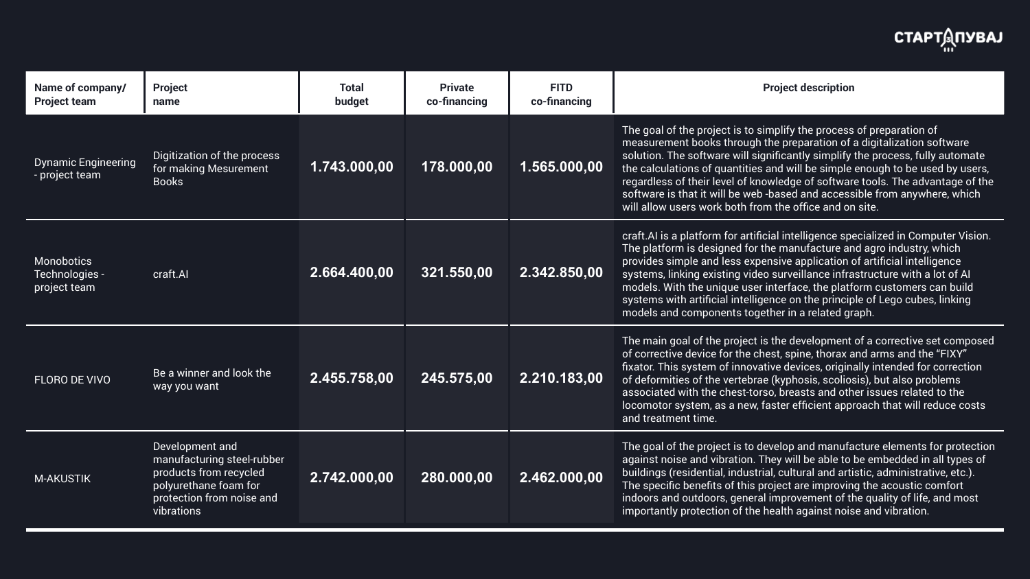| Name of company/ Project team | Project name | Total budget | Private co-financing | FITD co-financing | Project description |
|---|---|---|---|---|---|
| Dynamic Engineering - project team | Digitization of the process for making Mesurement Books | 1.743.000,00 | 178.000,00 | 1.565.000,00 | The goal of the project is to simplify the process of preparation of measurement books through the preparation of a digitalization software solution. The software will significantly simplify the process, fully automate the calculations of quantities and will be simple enough to be used by users, regardless of their level of knowledge of software tools. The advantage of the software is that it will be web -based and accessible from anywhere, which will allow users work both from the office and on site. |
| Monobotics Technologies - project team | craft.AI | 2.664.400,00 | 321.550,00 | 2.342.850,00 | craft.AI is a platform for artificial intelligence specialized in Computer Vision. The platform is designed for the manufacture and agro industry, which provides simple and less expensive application of artificial intelligence systems, linking existing video surveillance infrastructure with a lot of AI models. With the unique user interface, the platform customers can build systems with artificial intelligence on the principle of Lego cubes, linking models and components together in a related graph. |
| FLORO DE VIVO | Be a winner and look the way you want | 2.455.758,00 | 245.575,00 | 2.210.183,00 | The main goal of the project is the development of a corrective set composed of corrective device for the chest, spine, thorax and arms and the "FIXY" fixator. This system of innovative devices, originally intended for correction of deformities of the vertebrae (kyphosis, scoliosis), but also problems associated with the chest-torso, breasts and other issues related to the locomotor system, as a new, faster efficient approach that will reduce costs and treatment time. |
| M-AKUSTIK | Development and manufacturing steel-rubber products from recycled polyurethane foam for protection from noise and vibrations | 2.742.000,00 | 280.000,00 | 2.462.000,00 | The goal of the project is to develop and manufacture elements for protection against noise and vibration. They will be able to be embedded in all types of buildings (residential, industrial, cultural and artistic, administrative, etc.). The specific benefits of this project are improving the acoustic comfort indoors and outdoors, general improvement of the quality of life, and most importantly protection of the health against noise and vibration. |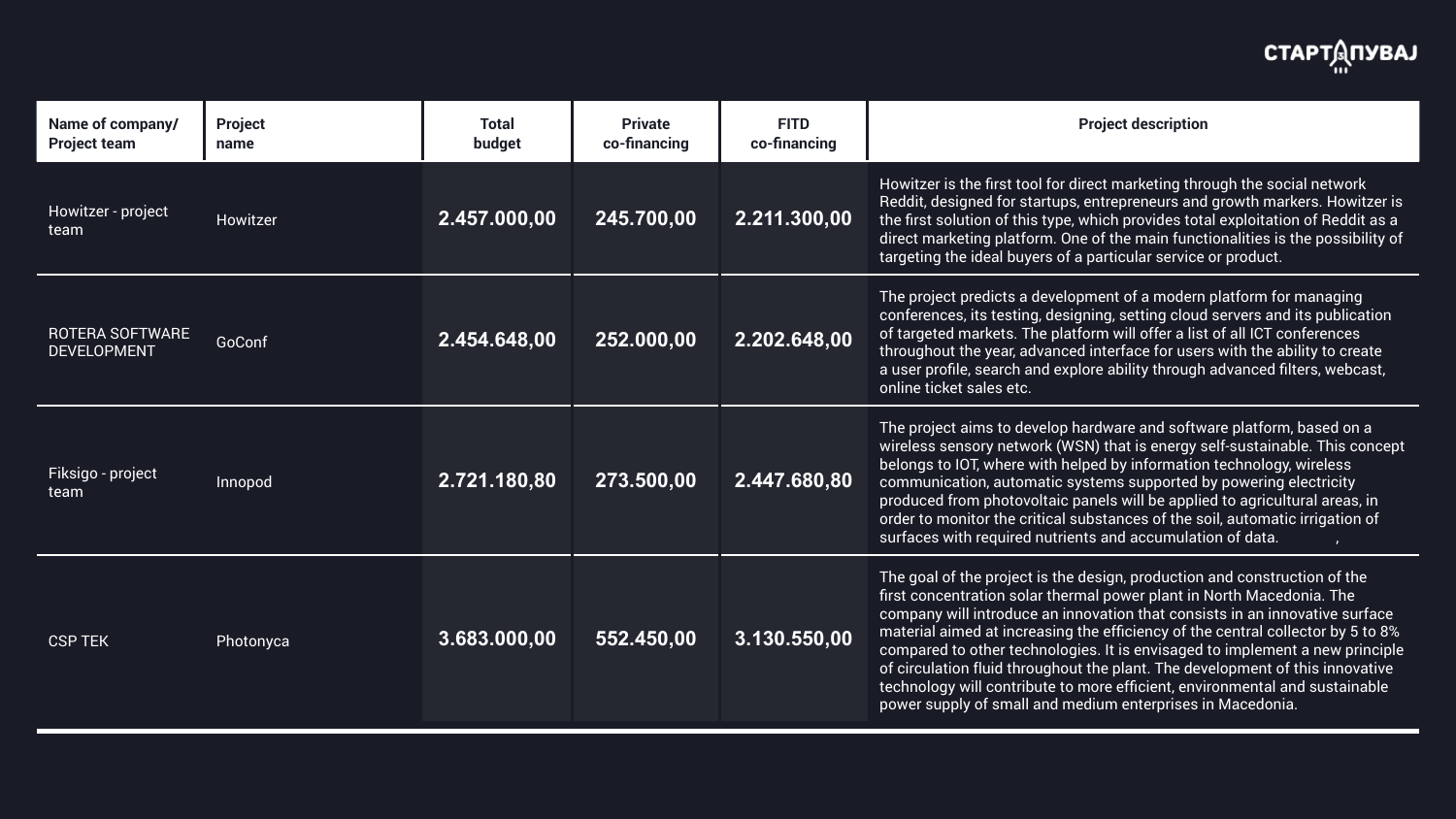| Name of company/ Project team | Project name | Total budget | Private co-financing | FITD co-financing | Project description |
|---|---|---|---|---|---|
| Howitzer - project team | Howitzer | 2.457.000,00 | 245.700,00 | 2.211.300,00 | Howitzer is the first tool for direct marketing through the social network Reddit, designed for startups, entrepreneurs and growth markers. Howitzer is the first solution of this type, which provides total exploitation of Reddit as a direct marketing platform. One of the main functionalities is the possibility of targeting the ideal buyers of a particular service or product. |
| ROTERA SOFTWARE DEVELOPMENT | GoConf | 2.454.648,00 | 252.000,00 | 2.202.648,00 | The project predicts a development of a modern platform for managing conferences, its testing, designing, setting cloud servers and its publication of targeted markets. The platform will offer a list of all ICT conferences throughout the year, advanced interface for users with the ability to create a user profile, search and explore ability through advanced filters, webcast, online ticket sales etc. |
| Fiksigo - project team | Innopod | 2.721.180,80 | 273.500,00 | 2.447.680,80 | The project aims to develop hardware and software platform, based on a wireless sensory network (WSN) that is energy self-sustainable. This concept belongs to IOT, where with helped by information technology, wireless communication, automatic systems supported by powering electricity produced from photovoltaic panels will be applied to agricultural areas, in order to monitor the critical substances of the soil, automatic irrigation of surfaces with required nutrients and accumulation of data. , |
| CSP TEK | Photonyca | 3.683.000,00 | 552.450,00 | 3.130.550,00 | The goal of the project is the design, production and construction of the first concentration solar thermal power plant in North Macedonia. The company will introduce an innovation that consists in an innovative surface material aimed at increasing the efficiency of the central collector by 5 to 8% compared to other technologies. It is envisaged to implement a new principle of circulation fluid throughout the plant. The development of this innovative technology will contribute to more efficient, environmental and sustainable power supply of small and medium enterprises in Macedonia. |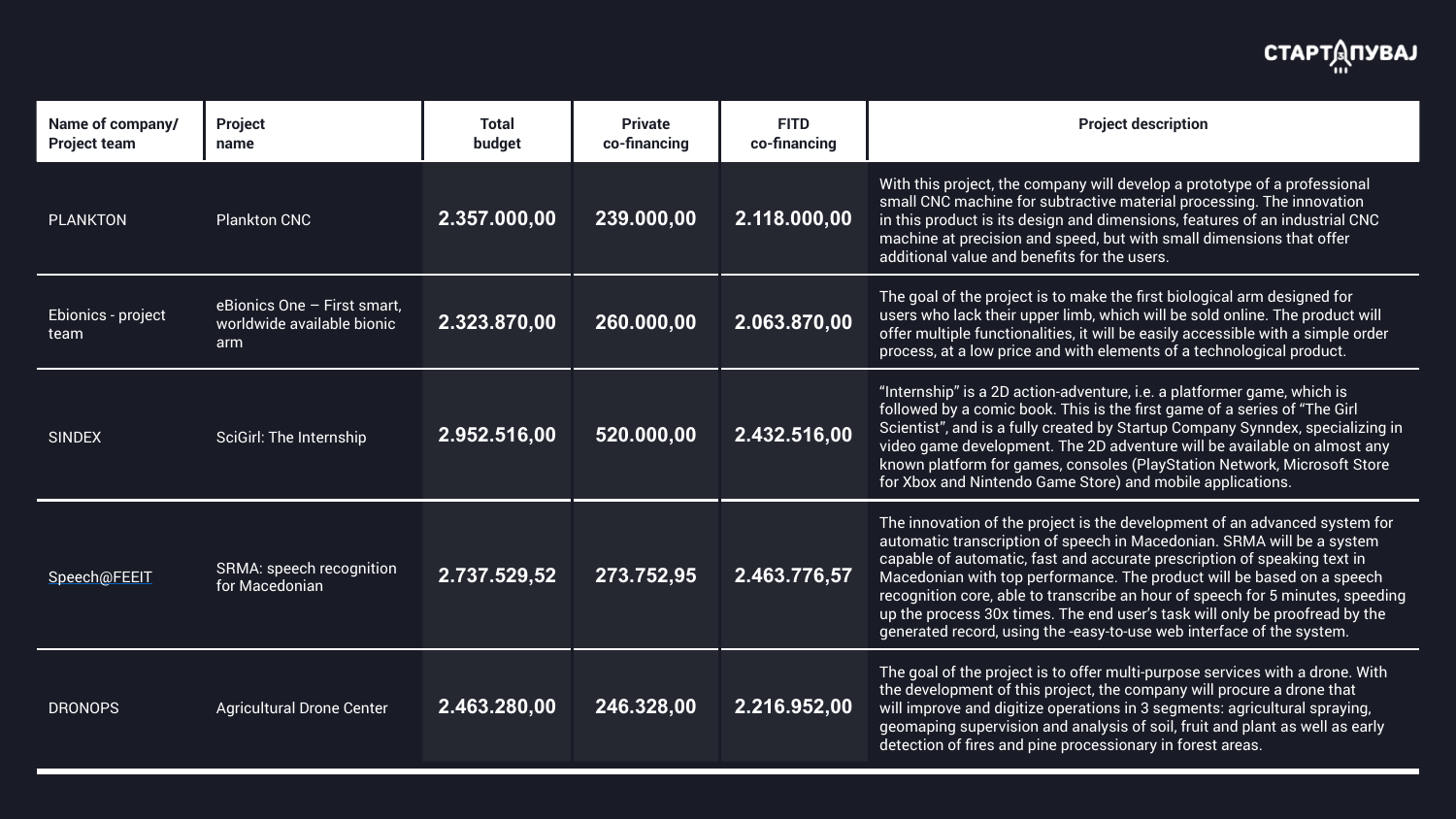| Name of company/ Project team | Project name | Total budget | Private co-financing | FITD co-financing | Project description |
|---|---|---|---|---|---|
| PLANKTON | Plankton CNC | 2.357.000,00 | 239.000,00 | 2.118.000,00 | With this project, the company will develop a prototype of a professional small CNC machine for subtractive material processing. The innovation in this product is its design and dimensions, features of an industrial CNC machine at precision and speed, but with small dimensions that offer additional value and benefits for the users. |
| Ebionics - project team | eBionics One – First smart, worldwide available bionic arm | 2.323.870,00 | 260.000,00 | 2.063.870,00 | The goal of the project is to make the first biological arm designed for users who lack their upper limb, which will be sold online. The product will offer multiple functionalities, it will be easily accessible with a simple order process, at a low price and with elements of a technological product. |
| SINDEX | SciGirl: The Internship | 2.952.516,00 | 520.000,00 | 2.432.516,00 | "Internship" is a 2D action-adventure, i.e. a platformer game, which is followed by a comic book. This is the first game of a series of "The Girl Scientist", and is a fully created by Startup Company Synndex, specializing in video game development. The 2D adventure will be available on almost any known platform for games, consoles (PlayStation Network, Microsoft Store for Xbox and Nintendo Game Store) and mobile applications. |
| Speech@FEEIT | SRMA: speech recognition for Macedonian | 2.737.529,52 | 273.752,95 | 2.463.776,57 | The innovation of the project is the development of an advanced system for automatic transcription of speech in Macedonian. SRMA will be a system capable of automatic, fast and accurate prescription of speaking text in Macedonian with top performance. The product will be based on a speech recognition core, able to transcribe an hour of speech for 5 minutes, speeding up the process 30x times. The end user's task will only be proofread by the generated record, using the -easy-to-use web interface of the system. |
| DRONOPS | Agricultural Drone Center | 2.463.280,00 | 246.328,00 | 2.216.952,00 | The goal of the project is to offer multi-purpose services with a drone. With the development of this project, the company will procure a drone that will improve and digitize operations in 3 segments: agricultural spraying, geomaping supervision and analysis of soil, fruit and plant as well as early detection of fires and pine processionary in forest areas. |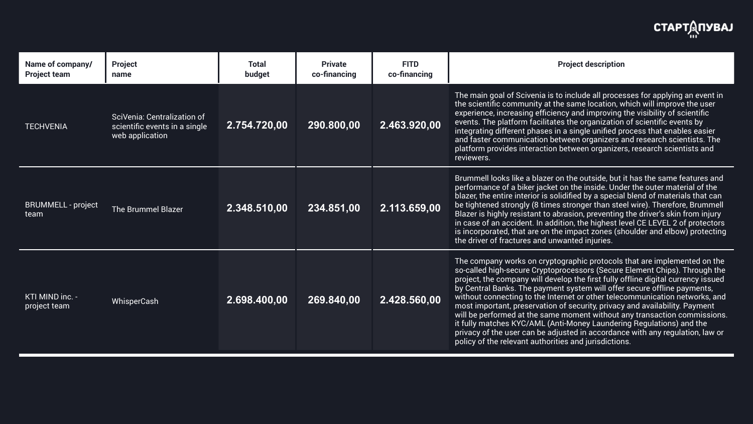| Name of company/ Project team | Project name | Total budget | Private co-financing | FITD co-financing | Project description |
|---|---|---|---|---|---|
| TECHVENIA | SciVenia: Centralization of scientific events in a single web application | 2.754.720,00 | 290.800,00 | 2.463.920,00 | The main goal of Scivenia is to include all processes for applying an event in the scientific community at the same location, which will improve the user experience, increasing efficiency and improving the visibility of scientific events. The platform facilitates the organization of scientific events by integrating different phases in a single unified process that enables easier and faster communication between organizers and research scientists. The platform provides interaction between organizers, research scientists and reviewers. |
| BRUMMELL - project team | The Brummel Blazer | 2.348.510,00 | 234.851,00 | 2.113.659,00 | Brummell looks like a blazer on the outside, but it has the same features and performance of a biker jacket on the inside. Under the outer material of the blazer, the entire interior is solidified by a special blend of materials that can be tightened strongly (8 times stronger than steel wire). Therefore, Brummell Blazer is highly resistant to abrasion, preventing the driver's skin from injury in case of an accident. In addition, the highest level CE LEVEL 2 of protectors is incorporated, that are on the impact zones (shoulder and elbow) protecting the driver of fractures and unwanted injuries. |
| KTI MIND inc. - project team | WhisperCash | 2.698.400,00 | 269.840,00 | 2.428.560,00 | The company works on cryptographic protocols that are implemented on the so-called high-secure Cryptoprocessors (Secure Element Chips). Through the project, the company will develop the first fully offline digital currency issued by Central Banks. The payment system will offer secure offline payments, without connecting to the Internet or other telecommunication networks, and most important, preservation of security, privacy and availability. Payment will be performed at the same moment without any transaction commissions. it fully matches KYC/AML (Anti-Money Laundering Regulations) and the privacy of the user can be adjusted in accordance with any regulation, law or policy of the relevant authorities and jurisdictions. |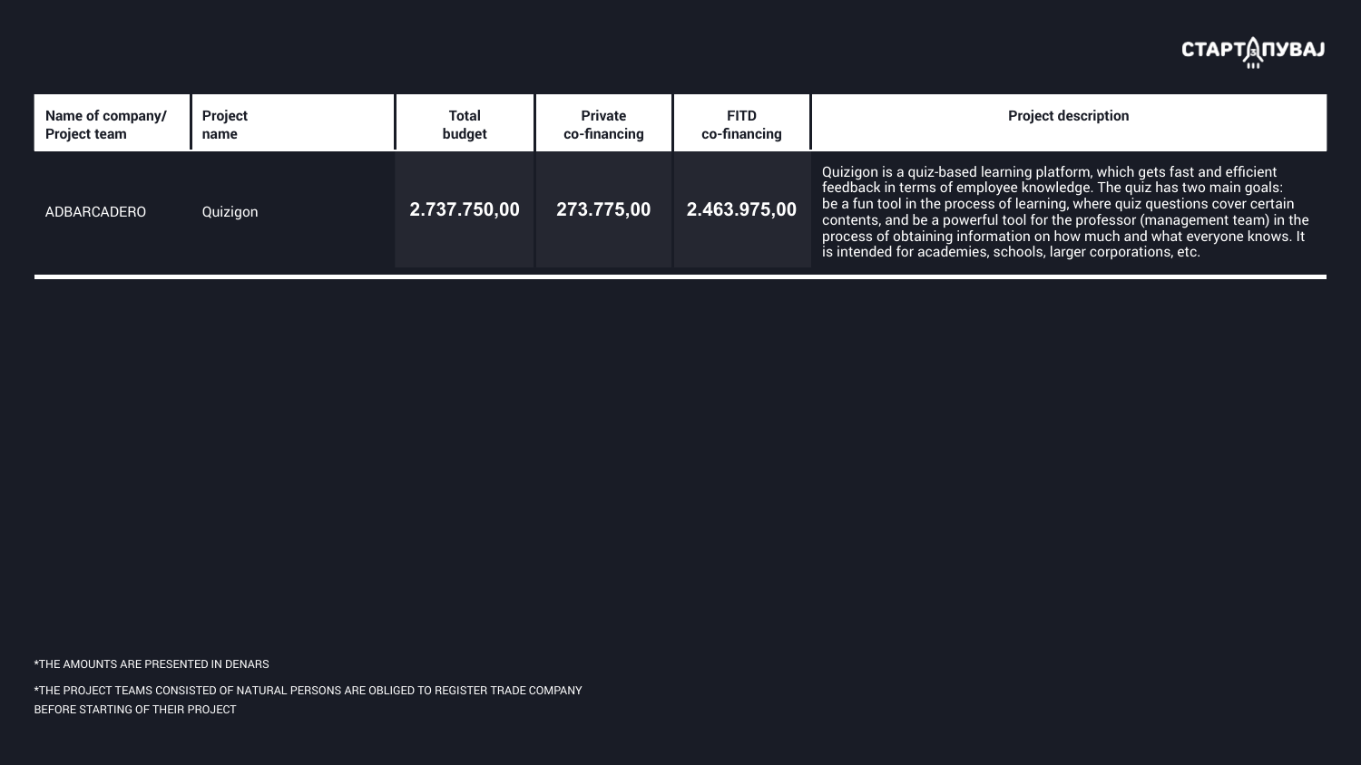| Name of company/ Project team | Project name | Total budget | Private co-financing | FITD co-financing | Project description |
|---|---|---|---|---|---|
| ADBARCADERO | Quizigon | 2.737.750,00 | 273.775,00 | 2.463.975,00 | Quizigon is a quiz-based learning platform, which gets fast and efficient feedback in terms of employee knowledge. The quiz has two main goals: be a fun tool in the process of learning, where quiz questions cover certain contents, and be a powerful tool for the professor (management team) in the process of obtaining information on how much and what everyone knows. It is intended for academies, schools, larger corporations, etc. |

*THE AMOUNTS ARE PRESENTED IN DENARS

*THE PROJECT TEAMS CONSISTED OF NATURAL PERSONS ARE OBLIGED TO REGISTER TRADE COMPANY BEFORE STARTING OF THEIR PROJECT